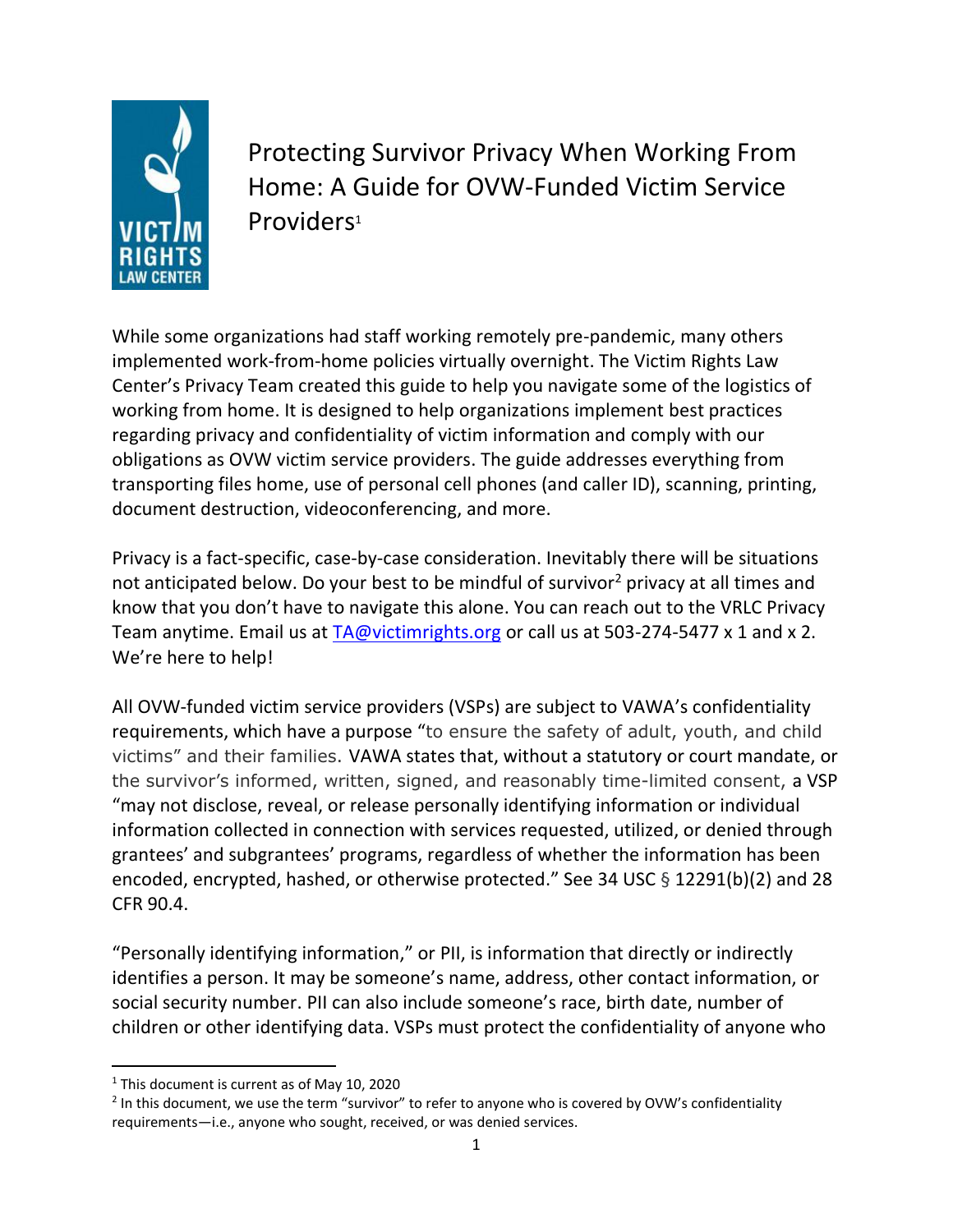# Protecting Survivor Privacy When Working From Home: A Guide for OVW-Funded Victim Service Providers[1]

While some organizations had staff working remotely pre-pandemic, many others implemented work-from-home policies virtually overnight. The Victim Rights Law Center's Privacy Team created this guide to help you navigate some of the logistics of working from home. It is designed to help organizations implement best practices regarding privacy and confidentiality of victim information and comply with our obligations as OVW victim service providers. The guide addresses everything from transporting files home, use of personal cell phones (and caller ID), scanning, printing, document destruction, videoconferencing, and more.

Privacy is a fact-specific, case-by-case consideration. Inevitably there will be situations not anticipated below. Do your best to be mindful of survivor[2] privacy at all times and know that you don't have to navigate this alone. You can reach out to the VRLC Privacy Team anytime. Email us at [TA@victimrights.org](mailto:TA@victimrights.org) or call us at 503-274-5477 x 1 and x 2. We're here to help!

All OVW-funded victim service providers (VSPs) are subject to VAWA's confidentiality requirements, which have a purpose "to ensure the safety of adult, youth, and child victims" and their families. VAWA states that, without a statutory or court mandate, or the survivor's informed, written, signed, and reasonably time-limited consent, a VSP "may not disclose, reveal, or release personally identifying information or individual information collected in connection with services requested, utilized, or denied through grantees' and subgrantees' programs, regardless of whether the information has been encoded, encrypted, hashed, or otherwise protected." See 34 USC § 12291(b)(2) and 28 CFR 90.4.

"Personally identifying information," or PII, is information that directly or indirectly identifies a person. It may be someone's name, address, other contact information, or social security number. PII can also include someone's race, birth date, number of children or other identifying data. VSPs must protect the confidentiality of anyone who

---

[1] This document is current as of May 10, 2020

[2] In this document, we use the term "survivor" to refer to anyone who is covered by OVW's confidentiality requirements—i.e., anyone who sought, received, or was denied services.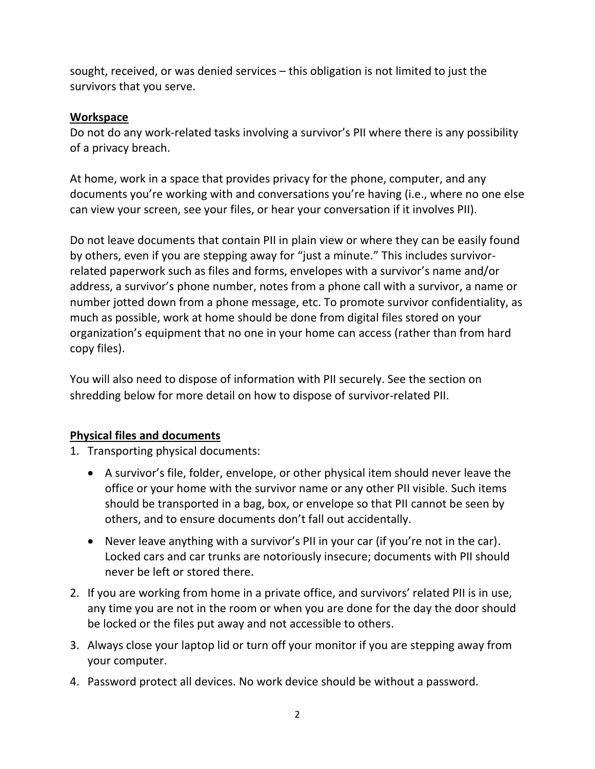sought, received, or was denied services – this obligation is not limited to just the survivors that you serve.

**Workspace**

Do not do any work-related tasks involving a survivor's PII where there is any possibility of a privacy breach.

At home, work in a space that provides privacy for the phone, computer, and any documents you're working with and conversations you're having (i.e., where no one else can view your screen, see your files, or hear your conversation if it involves PII).

Do not leave documents that contain PII in plain view or where they can be easily found by others, even if you are stepping away for "just a minute." This includes survivor-related paperwork such as files and forms, envelopes with a survivor's name and/or address, a survivor's phone number, notes from a phone call with a survivor, a name or number jotted down from a phone message, etc. To promote survivor confidentiality, as much as possible, work at home should be done from digital files stored on your organization's equipment that no one in your home can access (rather than from hard copy files).

You will also need to dispose of information with PII securely. See the section on shredding below for more detail on how to dispose of survivor-related PII.

**Physical files and documents**

1. Transporting physical documents:
   - A survivor's file, folder, envelope, or other physical item should never leave the office or your home with the survivor name or any other PII visible. Such items should be transported in a bag, box, or envelope so that PII cannot be seen by others, and to ensure documents don't fall out accidentally.
   - Never leave anything with a survivor's PII in your car (if you're not in the car). Locked cars and car trunks are notoriously insecure; documents with PII should never be left or stored there.
2. If you are working from home in a private office, and survivors' related PII is in use, any time you are not in the room or when you are done for the day the door should be locked or the files put away and not accessible to others.
3. Always close your laptop lid or turn off your monitor if you are stepping away from your computer.
4. Password protect all devices. No work device should be without a password.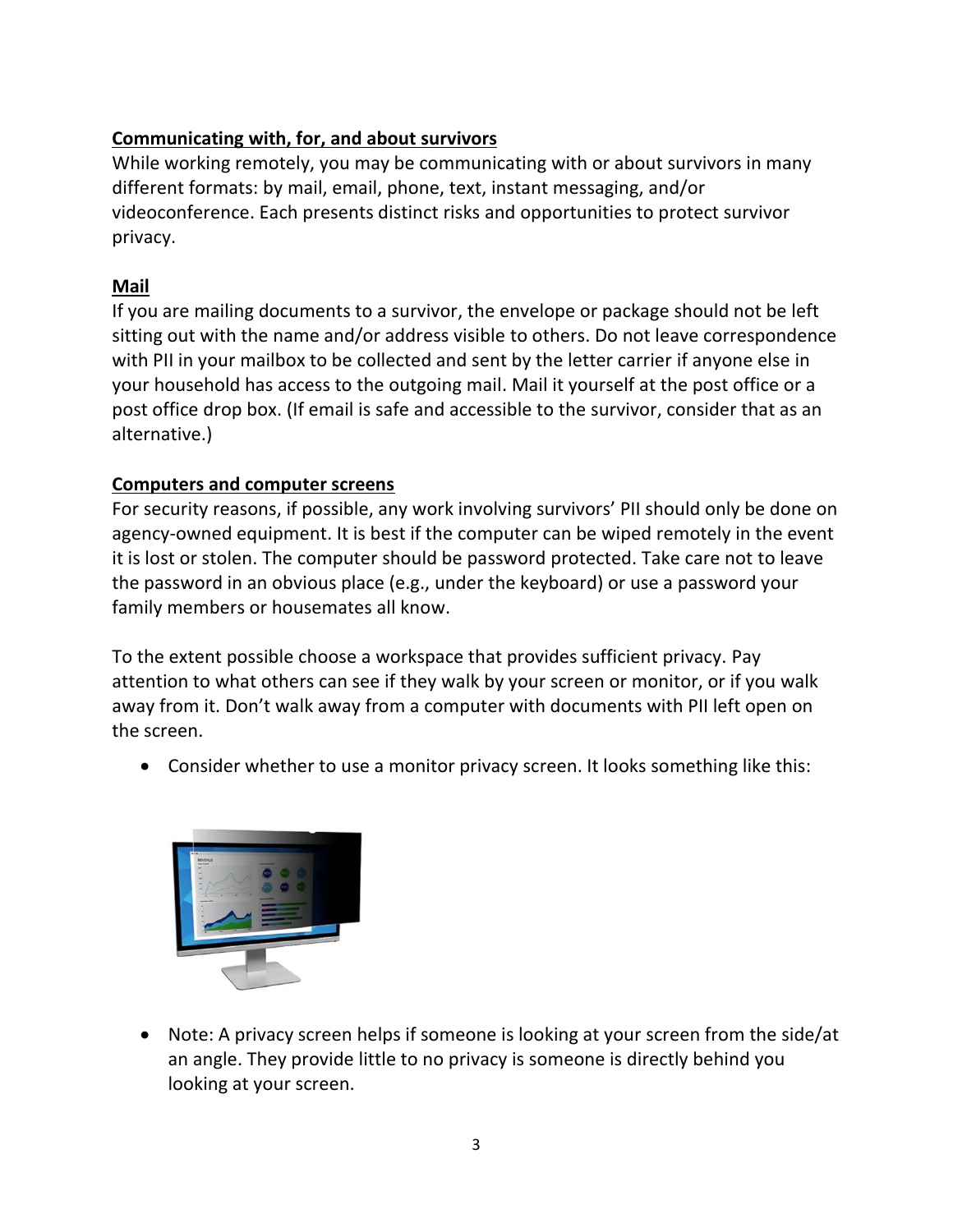## Communicating with, for, and about survivors

While working remotely, you may be communicating with or about survivors in many different formats: by mail, email, phone, text, instant messaging, and/or videoconference. Each presents distinct risks and opportunities to protect survivor privacy.

## Mail

If you are mailing documents to a survivor, the envelope or package should not be left sitting out with the name and/or address visible to others. Do not leave correspondence with PII in your mailbox to be collected and sent by the letter carrier if anyone else in your household has access to the outgoing mail. Mail it yourself at the post office or a post office drop box. (If email is safe and accessible to the survivor, consider that as an alternative.)

## Computers and computer screens

For security reasons, if possible, any work involving survivors' PII should only be done on agency-owned equipment. It is best if the computer can be wiped remotely in the event it is lost or stolen. The computer should be password protected. Take care not to leave the password in an obvious place (e.g., under the keyboard) or use a password your family members or housemates all know.

To the extent possible choose a workspace that provides sufficient privacy. Pay attention to what others can see if they walk by your screen or monitor, or if you walk away from it. Don't walk away from a computer with documents with PII left open on the screen.

- Consider whether to use a monitor privacy screen. It looks something like this:

- Note: A privacy screen helps if someone is looking at your screen from the side/at an angle. They provide little to no privacy is someone is directly behind you looking at your screen.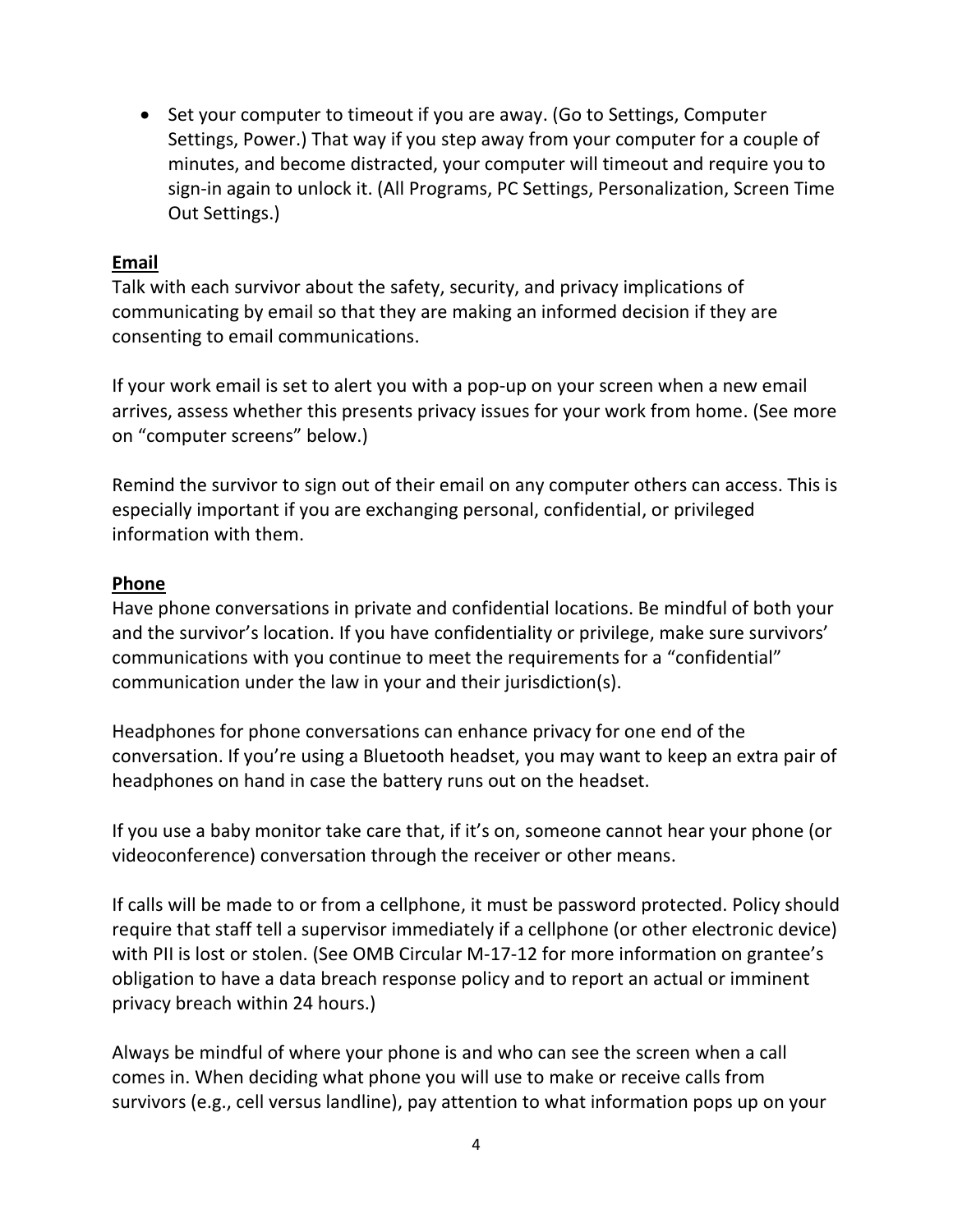- Set your computer to timeout if you are away. (Go to Settings, Computer Settings, Power.) That way if you step away from your computer for a couple of minutes, and become distracted, your computer will timeout and require you to sign-in again to unlock it. (All Programs, PC Settings, Personalization, Screen Time Out Settings.)

**Email**

Talk with each survivor about the safety, security, and privacy implications of communicating by email so that they are making an informed decision if they are consenting to email communications.

If your work email is set to alert you with a pop-up on your screen when a new email arrives, assess whether this presents privacy issues for your work from home. (See more on "computer screens" below.)

Remind the survivor to sign out of their email on any computer others can access. This is especially important if you are exchanging personal, confidential, or privileged information with them.

**Phone**

Have phone conversations in private and confidential locations. Be mindful of both your and the survivor's location. If you have confidentiality or privilege, make sure survivors' communications with you continue to meet the requirements for a "confidential" communication under the law in your and their jurisdiction(s).

Headphones for phone conversations can enhance privacy for one end of the conversation. If you're using a Bluetooth headset, you may want to keep an extra pair of headphones on hand in case the battery runs out on the headset.

If you use a baby monitor take care that, if it's on, someone cannot hear your phone (or videoconference) conversation through the receiver or other means.

If calls will be made to or from a cellphone, it must be password protected. Policy should require that staff tell a supervisor immediately if a cellphone (or other electronic device) with PII is lost or stolen. (See OMB Circular M-17-12 for more information on grantee's obligation to have a data breach response policy and to report an actual or imminent privacy breach within 24 hours.)

Always be mindful of where your phone is and who can see the screen when a call comes in. When deciding what phone you will use to make or receive calls from survivors (e.g., cell versus landline), pay attention to what information pops up on your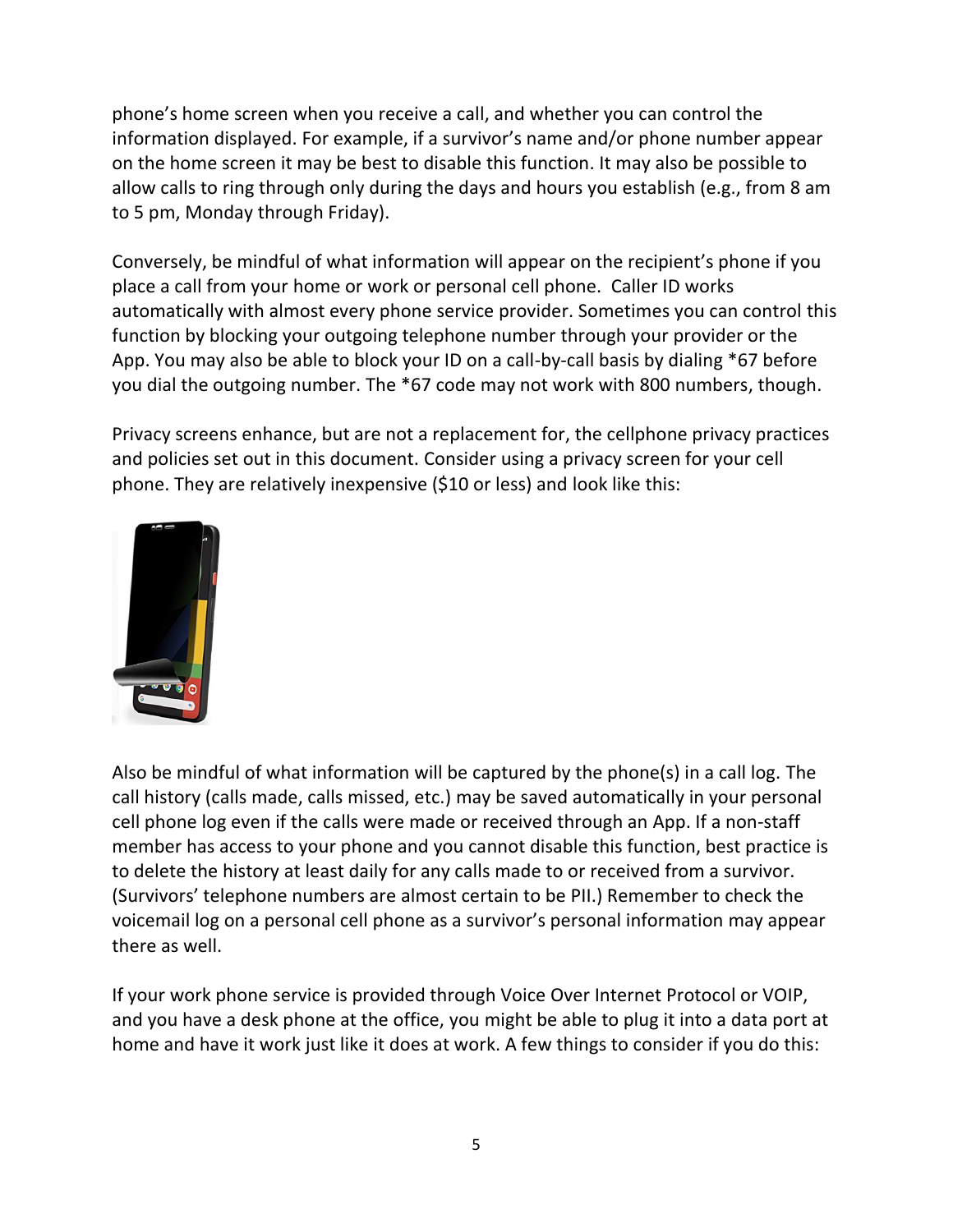phone's home screen when you receive a call, and whether you can control the information displayed. For example, if a survivor's name and/or phone number appear on the home screen it may be best to disable this function. It may also be possible to allow calls to ring through only during the days and hours you establish (e.g., from 8 am to 5 pm, Monday through Friday).

Conversely, be mindful of what information will appear on the recipient's phone if you place a call from your home or work or personal cell phone. Caller ID works automatically with almost every phone service provider. Sometimes you can control this function by blocking your outgoing telephone number through your provider or the App. You may also be able to block your ID on a call-by-call basis by dialing *67 before you dial the outgoing number. The *67 code may not work with 800 numbers, though.

Privacy screens enhance, but are not a replacement for, the cellphone privacy practices and policies set out in this document. Consider using a privacy screen for your cell phone. They are relatively inexpensive ($10 or less) and look like this:

Also be mindful of what information will be captured by the phone(s) in a call log. The call history (calls made, calls missed, etc.) may be saved automatically in your personal cell phone log even if the calls were made or received through an App. If a non-staff member has access to your phone and you cannot disable this function, best practice is to delete the history at least daily for any calls made to or received from a survivor. (Survivors' telephone numbers are almost certain to be PII.) Remember to check the voicemail log on a personal cell phone as a survivor's personal information may appear there as well.

If your work phone service is provided through Voice Over Internet Protocol or VOIP, and you have a desk phone at the office, you might be able to plug it into a data port at home and have it work just like it does at work. A few things to consider if you do this: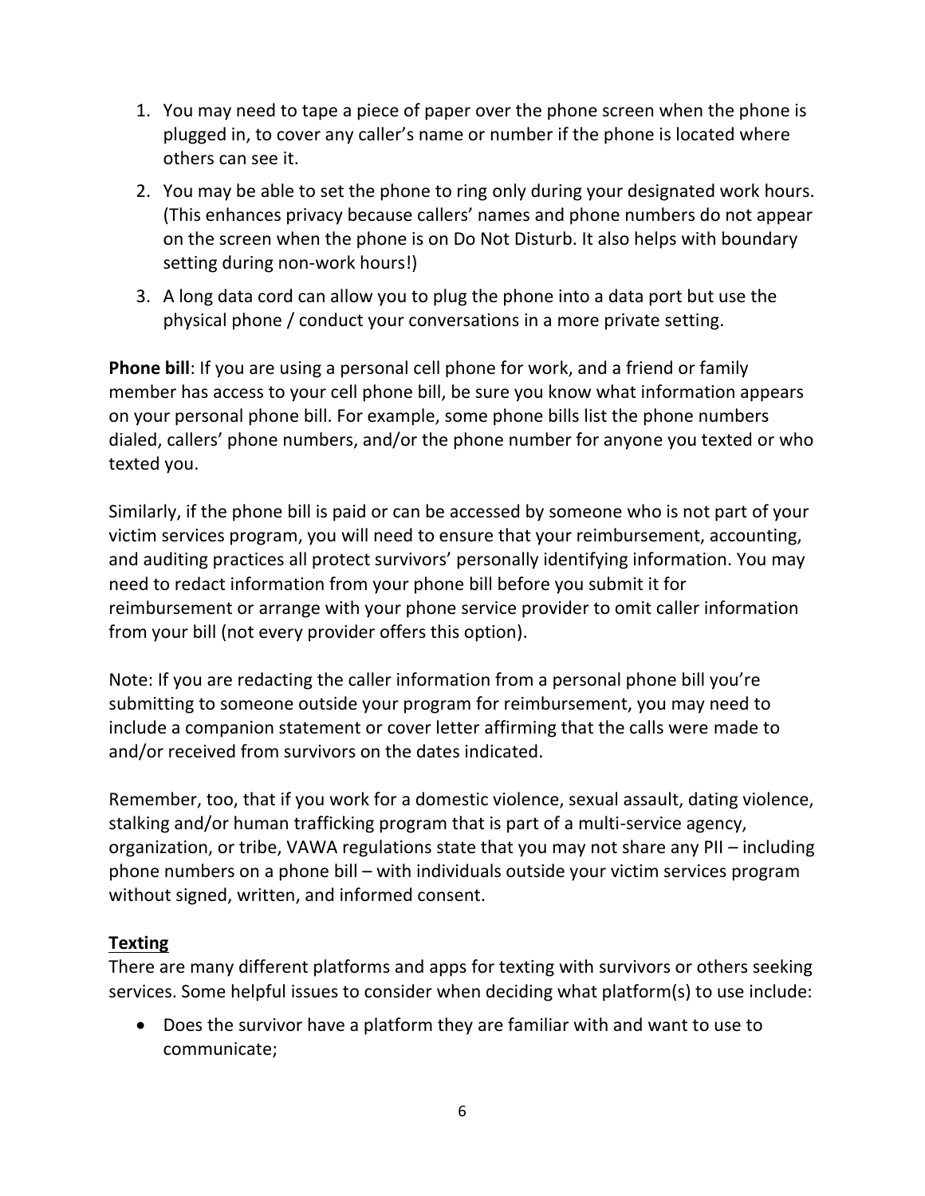1. You may need to tape a piece of paper over the phone screen when the phone is plugged in, to cover any caller's name or number if the phone is located where others can see it.
2. You may be able to set the phone to ring only during your designated work hours. (This enhances privacy because callers' names and phone numbers do not appear on the screen when the phone is on Do Not Disturb. It also helps with boundary setting during non-work hours!)
3. A long data cord can allow you to plug the phone into a data port but use the physical phone / conduct your conversations in a more private setting.

**Phone bill**: If you are using a personal cell phone for work, and a friend or family member has access to your cell phone bill, be sure you know what information appears on your personal phone bill. For example, some phone bills list the phone numbers dialed, callers' phone numbers, and/or the phone number for anyone you texted or who texted you.

Similarly, if the phone bill is paid or can be accessed by someone who is not part of your victim services program, you will need to ensure that your reimbursement, accounting, and auditing practices all protect survivors' personally identifying information. You may need to redact information from your phone bill before you submit it for reimbursement or arrange with your phone service provider to omit caller information from your bill (not every provider offers this option).

Note: If you are redacting the caller information from a personal phone bill you're submitting to someone outside your program for reimbursement, you may need to include a companion statement or cover letter affirming that the calls were made to and/or received from survivors on the dates indicated.

Remember, too, that if you work for a domestic violence, sexual assault, dating violence, stalking and/or human trafficking program that is part of a multi-service agency, organization, or tribe, VAWA regulations state that you may not share any PII – including phone numbers on a phone bill – with individuals outside your victim services program without signed, written, and informed consent.

## Texting

There are many different platforms and apps for texting with survivors or others seeking services. Some helpful issues to consider when deciding what platform(s) to use include:

- Does the survivor have a platform they are familiar with and want to use to communicate;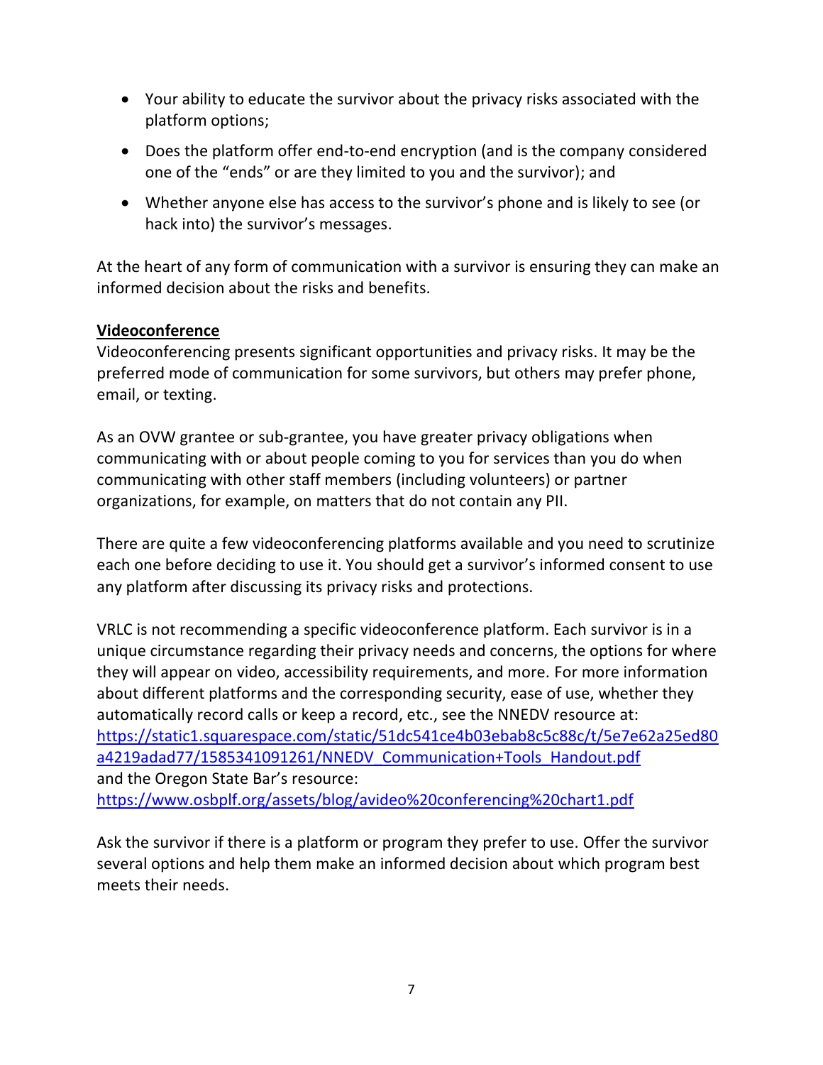- Your ability to educate the survivor about the privacy risks associated with the platform options;
- Does the platform offer end-to-end encryption (and is the company considered one of the “ends” or are they limited to you and the survivor); and
- Whether anyone else has access to the survivor’s phone and is likely to see (or hack into) the survivor’s messages.

At the heart of any form of communication with a survivor is ensuring they can make an informed decision about the risks and benefits.

**Videoconference**

Videoconferencing presents significant opportunities and privacy risks. It may be the preferred mode of communication for some survivors, but others may prefer phone, email, or texting.

As an OVW grantee or sub-grantee, you have greater privacy obligations when communicating with or about people coming to you for services than you do when communicating with other staff members (including volunteers) or partner organizations, for example, on matters that do not contain any PII.

There are quite a few videoconferencing platforms available and you need to scrutinize each one before deciding to use it. You should get a survivor’s informed consent to use any platform after discussing its privacy risks and protections.

VRLC is not recommending a specific videoconference platform. Each survivor is in a unique circumstance regarding their privacy needs and concerns, the options for where they will appear on video, accessibility requirements, and more. For more information about different platforms and the corresponding security, ease of use, whether they automatically record calls or keep a record, etc., see the NNEDV resource at: https://static1.squarespace.com/static/51dc541ce4b03ebab8c5c88c/t/5e7e62a25ed80a4219adad77/1585341091261/NNEDV_Communication+Tools_Handout.pdf and the Oregon State Bar’s resource: https://www.osbplf.org/assets/blog/avideo%20conferencing%20chart1.pdf

Ask the survivor if there is a platform or program they prefer to use. Offer the survivor several options and help them make an informed decision about which program best meets their needs.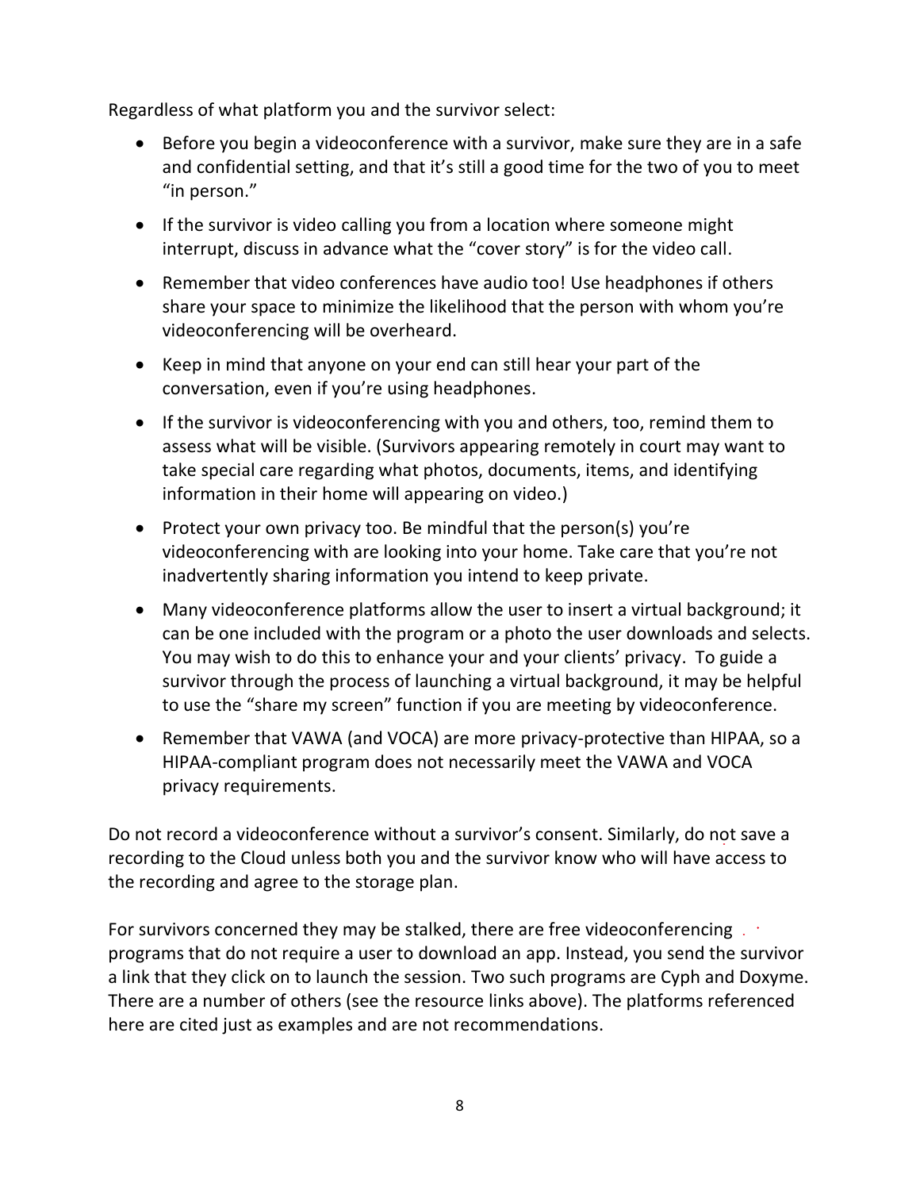Regardless of what platform you and the survivor select:

- Before you begin a videoconference with a survivor, make sure they are in a safe and confidential setting, and that it's still a good time for the two of you to meet "in person."
- If the survivor is video calling you from a location where someone might interrupt, discuss in advance what the "cover story" is for the video call.
- Remember that video conferences have audio too! Use headphones if others share your space to minimize the likelihood that the person with whom you're videoconferencing will be overheard.
- Keep in mind that anyone on your end can still hear your part of the conversation, even if you're using headphones.
- If the survivor is videoconferencing with you and others, too, remind them to assess what will be visible. (Survivors appearing remotely in court may want to take special care regarding what photos, documents, items, and identifying information in their home will appearing on video.)
- Protect your own privacy too. Be mindful that the person(s) you're videoconferencing with are looking into your home. Take care that you're not inadvertently sharing information you intend to keep private.
- Many videoconference platforms allow the user to insert a virtual background; it can be one included with the program or a photo the user downloads and selects. You may wish to do this to enhance your and your clients' privacy. To guide a survivor through the process of launching a virtual background, it may be helpful to use the "share my screen" function if you are meeting by videoconference.
- Remember that VAWA (and VOCA) are more privacy-protective than HIPAA, so a HIPAA-compliant program does not necessarily meet the VAWA and VOCA privacy requirements.

Do not record a videoconference without a survivor's consent. Similarly, do not save a recording to the Cloud unless both you and the survivor know who will have access to the recording and agree to the storage plan.

For survivors concerned they may be stalked, there are free videoconferencing programs that do not require a user to download an app. Instead, you send the survivor a link that they click on to launch the session. Two such programs are Cyph and Doxyme. There are a number of others (see the resource links above). The platforms referenced here are cited just as examples and are not recommendations.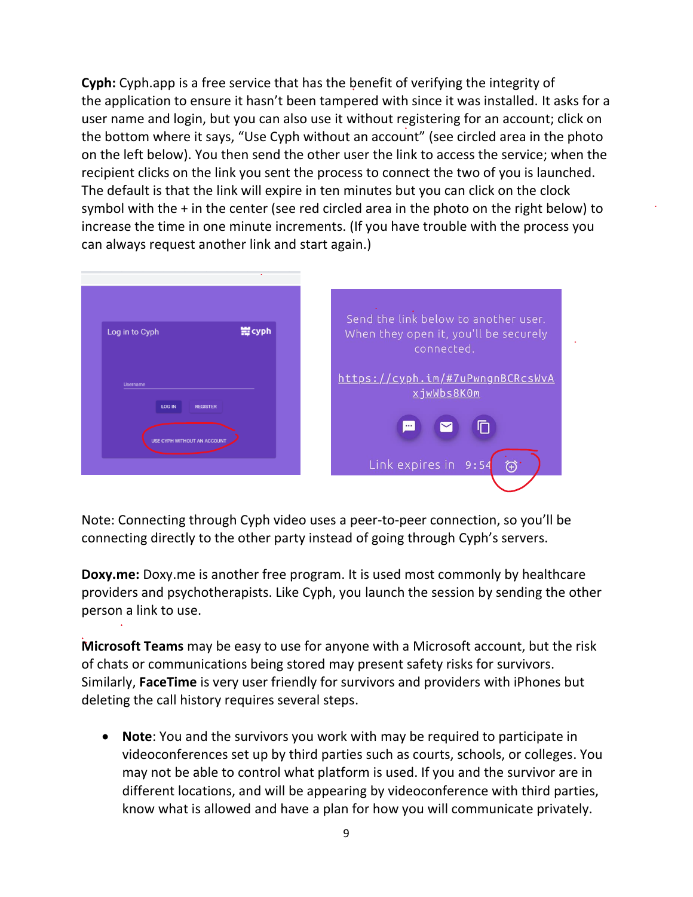**Cyph:** Cyph.app is a free service that has the benefit of verifying the integrity of the application to ensure it hasn't been tampered with since it was installed. It asks for a user name and login, but you can also use it without registering for an account; click on the bottom where it says, "Use Cyph without an account" (see circled area in the photo on the left below). You then send the other user the link to access the service; when the recipient clicks on the link you sent the process to connect the two of you is launched. The default is that the link will expire in ten minutes but you can click on the clock symbol with the + in the center (see red circled area in the photo on the right below) to increase the time in one minute increments. (If you have trouble with the process you can always request another link and start again.)

Note: Connecting through Cyph video uses a peer-to-peer connection, so you'll be connecting directly to the other party instead of going through Cyph's servers.

**Doxy.me:** Doxy.me is another free program. It is used most commonly by healthcare providers and psychotherapists. Like Cyph, you launch the session by sending the other person a link to use.

**Microsoft Teams** may be easy to use for anyone with a Microsoft account, but the risk of chats or communications being stored may present safety risks for survivors. Similarly, **FaceTime** is very user friendly for survivors and providers with iPhones but deleting the call history requires several steps.

- **Note**: You and the survivors you work with may be required to participate in videoconferences set up by third parties such as courts, schools, or colleges. You may not be able to control what platform is used. If you and the survivor are in different locations, and will be appearing by videoconference with third parties, know what is allowed and have a plan for how you will communicate privately.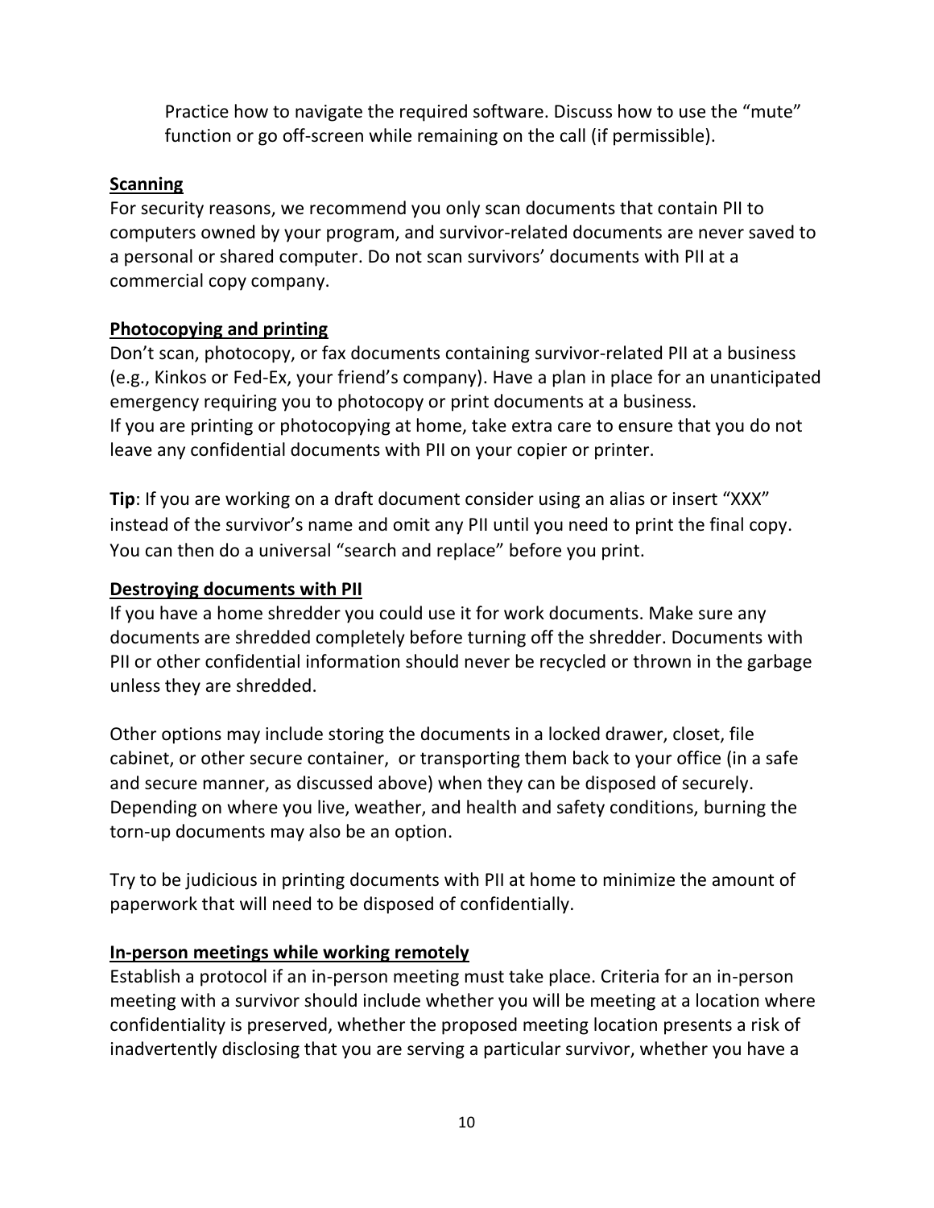Practice how to navigate the required software. Discuss how to use the "mute" function or go off-screen while remaining on the call (if permissible).

**Scanning**

For security reasons, we recommend you only scan documents that contain PII to computers owned by your program, and survivor-related documents are never saved to a personal or shared computer. Do not scan survivors' documents with PII at a commercial copy company.

**Photocopying and printing**

Don't scan, photocopy, or fax documents containing survivor-related PII at a business (e.g., Kinkos or Fed-Ex, your friend's company). Have a plan in place for an unanticipated emergency requiring you to photocopy or print documents at a business.
If you are printing or photocopying at home, take extra care to ensure that you do not leave any confidential documents with PII on your copier or printer.

**Tip**: If you are working on a draft document consider using an alias or insert "XXX" instead of the survivor's name and omit any PII until you need to print the final copy. You can then do a universal "search and replace" before you print.

**Destroying documents with PII**

If you have a home shredder you could use it for work documents. Make sure any documents are shredded completely before turning off the shredder. Documents with PII or other confidential information should never be recycled or thrown in the garbage unless they are shredded.

Other options may include storing the documents in a locked drawer, closet, file cabinet, or other secure container, or transporting them back to your office (in a safe and secure manner, as discussed above) when they can be disposed of securely. Depending on where you live, weather, and health and safety conditions, burning the torn-up documents may also be an option.

Try to be judicious in printing documents with PII at home to minimize the amount of paperwork that will need to be disposed of confidentially.

**In-person meetings while working remotely**

Establish a protocol if an in-person meeting must take place. Criteria for an in-person meeting with a survivor should include whether you will be meeting at a location where confidentiality is preserved, whether the proposed meeting location presents a risk of inadvertently disclosing that you are serving a particular survivor, whether you have a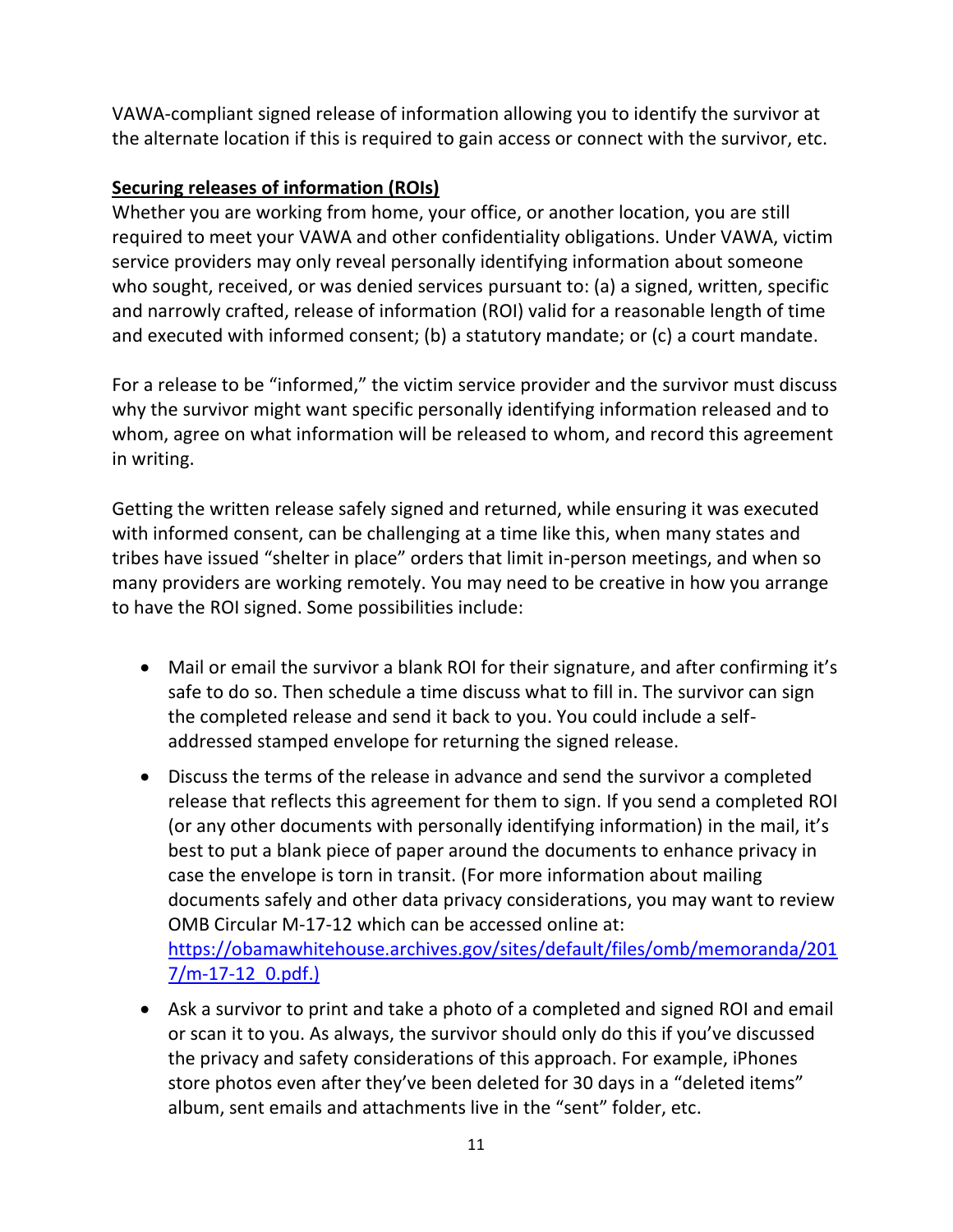VAWA-compliant signed release of information allowing you to identify the survivor at the alternate location if this is required to gain access or connect with the survivor, etc.

**Securing releases of information (ROIs)**

Whether you are working from home, your office, or another location, you are still required to meet your VAWA and other confidentiality obligations. Under VAWA, victim service providers may only reveal personally identifying information about someone who sought, received, or was denied services pursuant to: (a) a signed, written, specific and narrowly crafted, release of information (ROI) valid for a reasonable length of time and executed with informed consent; (b) a statutory mandate; or (c) a court mandate.

For a release to be "informed," the victim service provider and the survivor must discuss why the survivor might want specific personally identifying information released and to whom, agree on what information will be released to whom, and record this agreement in writing.

Getting the written release safely signed and returned, while ensuring it was executed with informed consent, can be challenging at a time like this, when many states and tribes have issued "shelter in place" orders that limit in-person meetings, and when so many providers are working remotely. You may need to be creative in how you arrange to have the ROI signed. Some possibilities include:

- Mail or email the survivor a blank ROI for their signature, and after confirming it's safe to do so. Then schedule a time discuss what to fill in. The survivor can sign the completed release and send it back to you. You could include a self-addressed stamped envelope for returning the signed release.
- Discuss the terms of the release in advance and send the survivor a completed release that reflects this agreement for them to sign. If you send a completed ROI (or any other documents with personally identifying information) in the mail, it's best to put a blank piece of paper around the documents to enhance privacy in case the envelope is torn in transit. (For more information about mailing documents safely and other data privacy considerations, you may want to review OMB Circular M-17-12 which can be accessed online at: https://obamawhitehouse.archives.gov/sites/default/files/omb/memoranda/2017/m-17-12_0.pdf.)
- Ask a survivor to print and take a photo of a completed and signed ROI and email or scan it to you. As always, the survivor should only do this if you've discussed the privacy and safety considerations of this approach. For example, iPhones store photos even after they've been deleted for 30 days in a "deleted items" album, sent emails and attachments live in the "sent" folder, etc.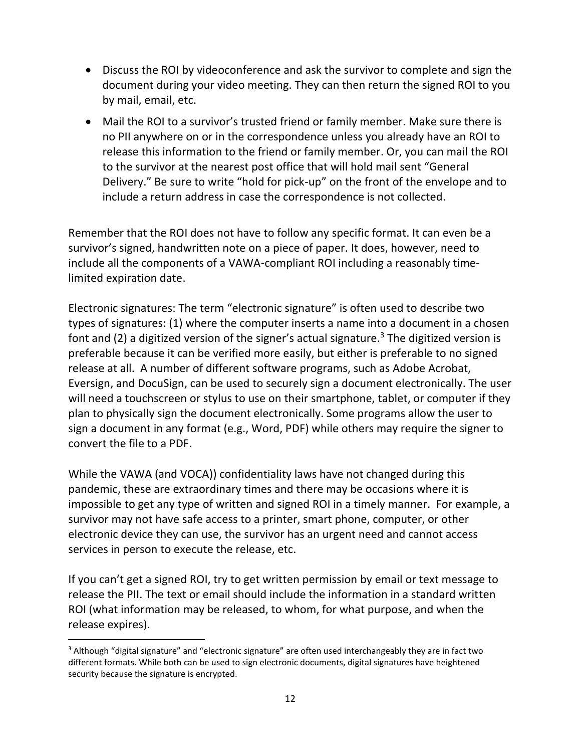- Discuss the ROI by videoconference and ask the survivor to complete and sign the document during your video meeting. They can then return the signed ROI to you by mail, email, etc.
- Mail the ROI to a survivor's trusted friend or family member. Make sure there is no PII anywhere on or in the correspondence unless you already have an ROI to release this information to the friend or family member. Or, you can mail the ROI to the survivor at the nearest post office that will hold mail sent "General Delivery." Be sure to write "hold for pick-up" on the front of the envelope and to include a return address in case the correspondence is not collected.

Remember that the ROI does not have to follow any specific format. It can even be a survivor's signed, handwritten note on a piece of paper. It does, however, need to include all the components of a VAWA-compliant ROI including a reasonably time-limited expiration date.

Electronic signatures: The term "electronic signature" is often used to describe two types of signatures: (1) where the computer inserts a name into a document in a chosen font and (2) a digitized version of the signer's actual signature.[3] The digitized version is preferable because it can be verified more easily, but either is preferable to no signed release at all. A number of different software programs, such as Adobe Acrobat, Eversign, and DocuSign, can be used to securely sign a document electronically. The user will need a touchscreen or stylus to use on their smartphone, tablet, or computer if they plan to physically sign the document electronically. Some programs allow the user to sign a document in any format (e.g., Word, PDF) while others may require the signer to convert the file to a PDF.

While the VAWA (and VOCA)) confidentiality laws have not changed during this pandemic, these are extraordinary times and there may be occasions where it is impossible to get any type of written and signed ROI in a timely manner. For example, a survivor may not have safe access to a printer, smart phone, computer, or other electronic device they can use, the survivor has an urgent need and cannot access services in person to execute the release, etc.

If you can't get a signed ROI, try to get written permission by email or text message to release the PII. The text or email should include the information in a standard written ROI (what information may be released, to whom, for what purpose, and when the release expires).

[3] Although "digital signature" and "electronic signature" are often used interchangeably they are in fact two different formats. While both can be used to sign electronic documents, digital signatures have heightened security because the signature is encrypted.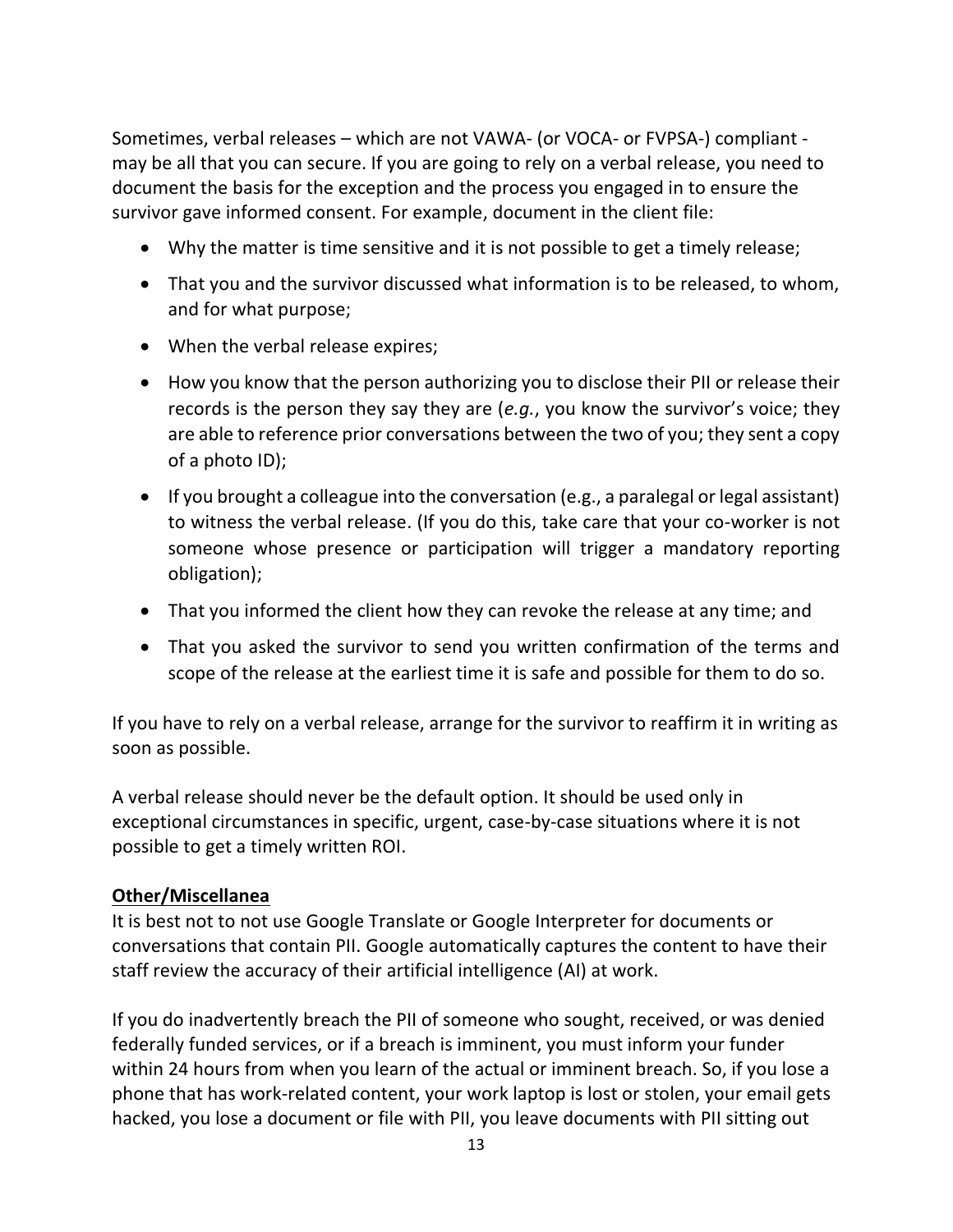Sometimes, verbal releases – which are not VAWA- (or VOCA- or FVPSA-) compliant - may be all that you can secure. If you are going to rely on a verbal release, you need to document the basis for the exception and the process you engaged in to ensure the survivor gave informed consent. For example, document in the client file:

- Why the matter is time sensitive and it is not possible to get a timely release;
- That you and the survivor discussed what information is to be released, to whom, and for what purpose;
- When the verbal release expires;
- How you know that the person authorizing you to disclose their PII or release their records is the person they say they are (*e.g.*, you know the survivor's voice; they are able to reference prior conversations between the two of you; they sent a copy of a photo ID);
- If you brought a colleague into the conversation (e.g., a paralegal or legal assistant) to witness the verbal release. (If you do this, take care that your co-worker is not someone whose presence or participation will trigger a mandatory reporting obligation);
- That you informed the client how they can revoke the release at any time; and
- That you asked the survivor to send you written confirmation of the terms and scope of the release at the earliest time it is safe and possible for them to do so.

If you have to rely on a verbal release, arrange for the survivor to reaffirm it in writing as soon as possible.

A verbal release should never be the default option. It should be used only in exceptional circumstances in specific, urgent, case-by-case situations where it is not possible to get a timely written ROI.

**<u>Other/Miscellanea</u>**

It is best not to not use Google Translate or Google Interpreter for documents or conversations that contain PII. Google automatically captures the content to have their staff review the accuracy of their artificial intelligence (AI) at work.

If you do inadvertently breach the PII of someone who sought, received, or was denied federally funded services, or if a breach is imminent, you must inform your funder within 24 hours from when you learn of the actual or imminent breach. So, if you lose a phone that has work-related content, your work laptop is lost or stolen, your email gets hacked, you lose a document or file with PII, you leave documents with PII sitting out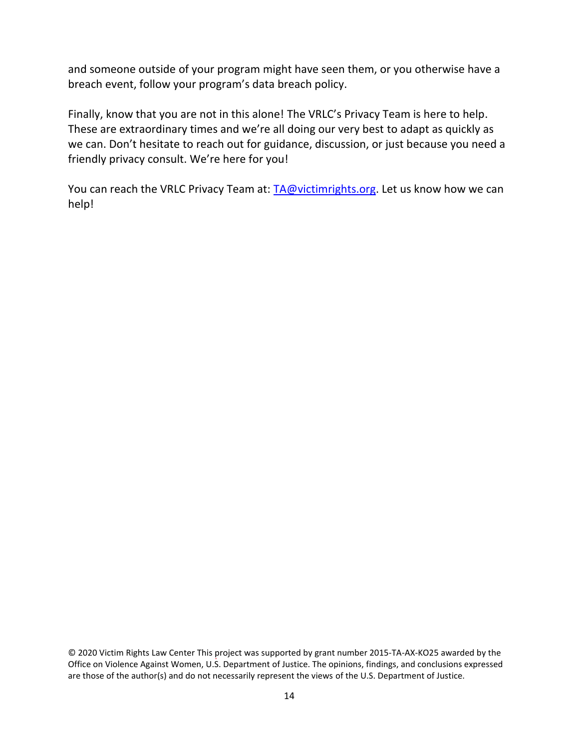and someone outside of your program might have seen them, or you otherwise have a breach event, follow your program's data breach policy.

Finally, know that you are not in this alone! The VRLC's Privacy Team is here to help. These are extraordinary times and we're all doing our very best to adapt as quickly as we can. Don't hesitate to reach out for guidance, discussion, or just because you need a friendly privacy consult. We're here for you!

You can reach the VRLC Privacy Team at: [TA@victimrights.org](mailto:TA@victimrights.org). Let us know how we can help!

© 2020 Victim Rights Law Center This project was supported by grant number 2015-TA-AX-KO25 awarded by the Office on Violence Against Women, U.S. Department of Justice. The opinions, findings, and conclusions expressed are those of the author(s) and do not necessarily represent the views of the U.S. Department of Justice.